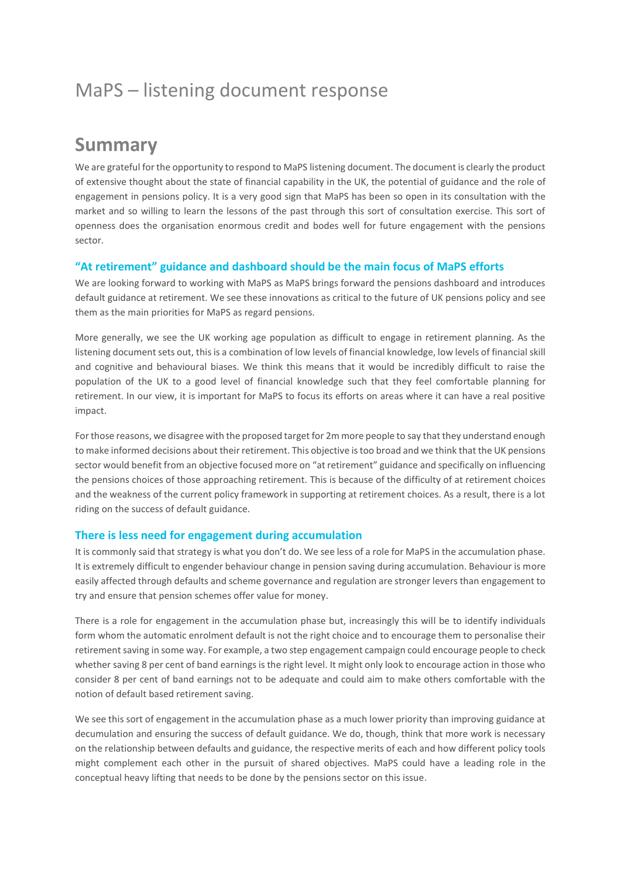# MaPS – listening document response

## Summary

We are grateful for the opportunity to respond to MaPS listening document. The document is clearly the product of extensive thought about the state of financial capability in the UK, the potential of guidance and the role of engagement in pensions policy. It is a very good sign that MaPS has been so open in its consultation with the market and so willing to learn the lessons of the past through this sort of consultation exercise. This sort of openness does the organisation enormous credit and bodes well for future engagement with the pensions sector.

### "At retirement" guidance and dashboard should be the main focus of MaPS efforts

We are looking forward to working with MaPS as MaPS brings forward the pensions dashboard and introduces default guidance at retirement. We see these innovations as critical to the future of UK pensions policy and see them as the main priorities for MaPS as regard pensions.

More generally, we see the UK working age population as difficult to engage in retirement planning. As the listening document sets out, this is a combination of low levels of financial knowledge, low levels of financial skill and cognitive and behavioural biases. We think this means that it would be incredibly difficult to raise the population of the UK to a good level of financial knowledge such that they feel comfortable planning for retirement. In our view, it is important for MaPS to focus its efforts on areas where it can have a real positive impact.

For those reasons, we disagree with the proposed target for 2m more people to say that they understand enough to make informed decisions about their retirement. This objective is too broad and we think that the UK pensions sector would benefit from an objective focused more on "at retirement" guidance and specifically on influencing the pensions choices of those approaching retirement. This is because of the difficulty of at retirement choices and the weakness of the current policy framework in supporting at retirement choices. As a result, there is a lot riding on the success of default guidance.

### There is less need for engagement during accumulation

It is commonly said that strategy is what you don't do. We see less of a role for MaPS in the accumulation phase. It is extremely difficult to engender behaviour change in pension saving during accumulation. Behaviour is more easily affected through defaults and scheme governance and regulation are stronger levers than engagement to try and ensure that pension schemes offer value for money.

There is a role for engagement in the accumulation phase but, increasingly this will be to identify individuals form whom the automatic enrolment default is not the right choice and to encourage them to personalise their retirement saving in some way. For example, a two step engagement campaign could encourage people to check whether saving 8 per cent of band earnings is the right level. It might only look to encourage action in those who consider 8 per cent of band earnings not to be adequate and could aim to make others comfortable with the notion of default based retirement saving.

We see this sort of engagement in the accumulation phase as a much lower priority than improving guidance at decumulation and ensuring the success of default guidance. We do, though, think that more work is necessary on the relationship between defaults and guidance, the respective merits of each and how different policy tools might complement each other in the pursuit of shared objectives. MaPS could have a leading role in the conceptual heavy lifting that needs to be done by the pensions sector on this issue.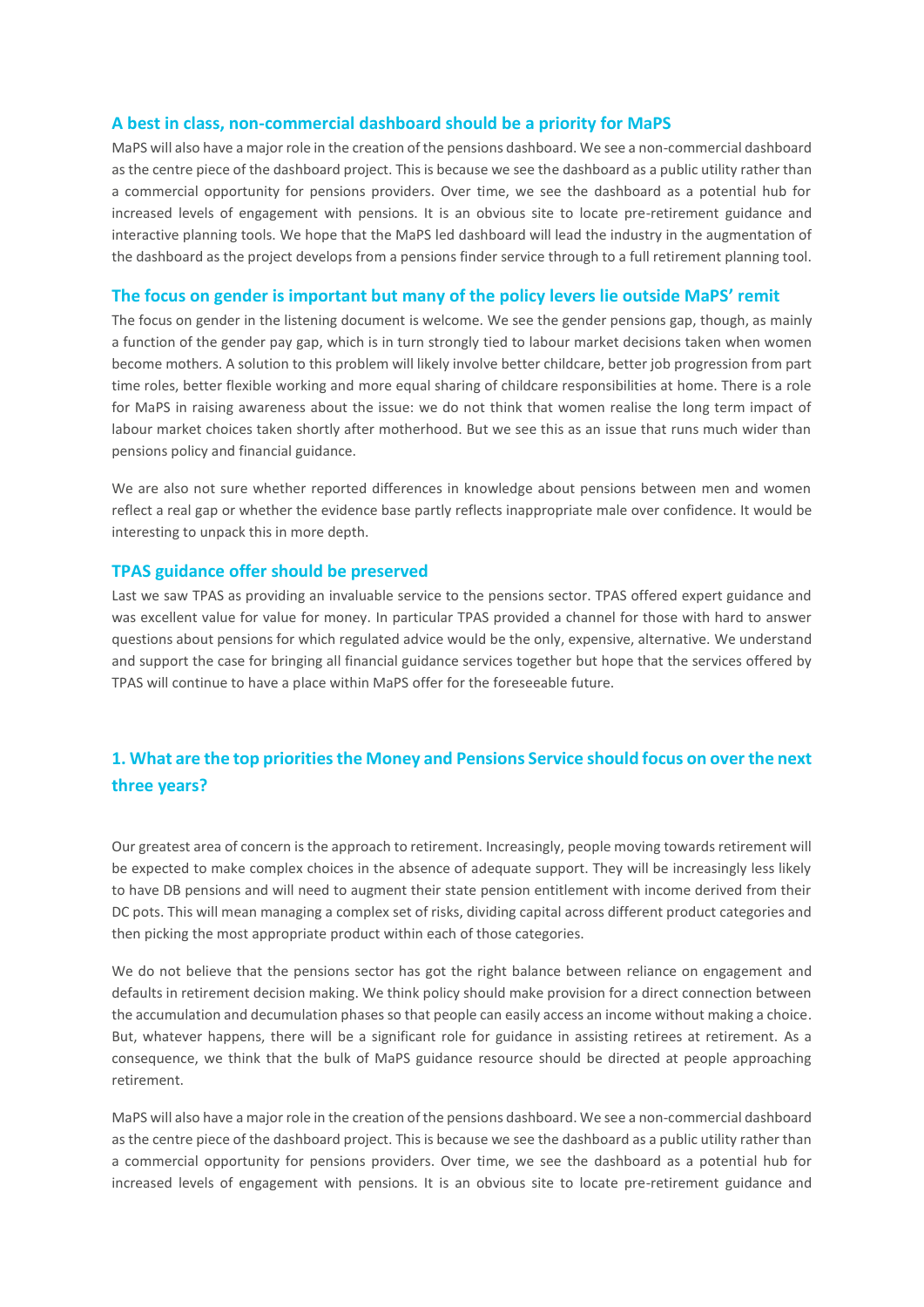### A best in class, non-commercial dashboard should be a priority for MaPS

MaPS will also have a major role in the creation of the pensions dashboard. We see a non-commercial dashboard as the centre piece of the dashboard project. This is because we see the dashboard as a public utility rather than a commercial opportunity for pensions providers. Over time, we see the dashboard as a potential hub for increased levels of engagement with pensions. It is an obvious site to locate pre-retirement guidance and interactive planning tools. We hope that the MaPS led dashboard will lead the industry in the augmentation of the dashboard as the project develops from a pensions finder service through to a full retirement planning tool.

### The focus on gender is important but many of the policy levers lie outside MaPS' remit

The focus on gender in the listening document is welcome. We see the gender pensions gap, though, as mainly a function of the gender pay gap, which is in turn strongly tied to labour market decisions taken when women become mothers. A solution to this problem will likely involve better childcare, better job progression from part time roles, better flexible working and more equal sharing of childcare responsibilities at home. There is a role for MaPS in raising awareness about the issue: we do not think that women realise the long term impact of labour market choices taken shortly after motherhood. But we see this as an issue that runs much wider than pensions policy and financial guidance.

We are also not sure whether reported differences in knowledge about pensions between men and women reflect a real gap or whether the evidence base partly reflects inappropriate male over confidence. It would be interesting to unpack this in more depth.

### TPAS guidance offer should be preserved

Last we saw TPAS as providing an invaluable service to the pensions sector. TPAS offered expert guidance and was excellent value for value for money. In particular TPAS provided a channel for those with hard to answer questions about pensions for which regulated advice would be the only, expensive, alternative. We understand and support the case for bringing all financial guidance services together but hope that the services offered by TPAS will continue to have a place within MaPS offer for the foreseeable future.

## 1. What are the top priorities the Money and Pensions Service should focus on over the next three years?

Our greatest area of concern is the approach to retirement. Increasingly, people moving towards retirement will be expected to make complex choices in the absence of adequate support. They will be increasingly less likely to have DB pensions and will need to augment their state pension entitlement with income derived from their DC pots. This will mean managing a complex set of risks, dividing capital across different product categories and then picking the most appropriate product within each of those categories.

We do not believe that the pensions sector has got the right balance between reliance on engagement and defaults in retirement decision making. We think policy should make provision for a direct connection between the accumulation and decumulation phases so that people can easily access an income without making a choice. But, whatever happens, there will be a significant role for guidance in assisting retirees at retirement. As a consequence, we think that the bulk of MaPS guidance resource should be directed at people approaching retirement.

MaPS will also have a major role in the creation of the pensions dashboard. We see a non-commercial dashboard as the centre piece of the dashboard project. This is because we see the dashboard as a public utility rather than a commercial opportunity for pensions providers. Over time, we see the dashboard as a potential hub for increased levels of engagement with pensions. It is an obvious site to locate pre-retirement guidance and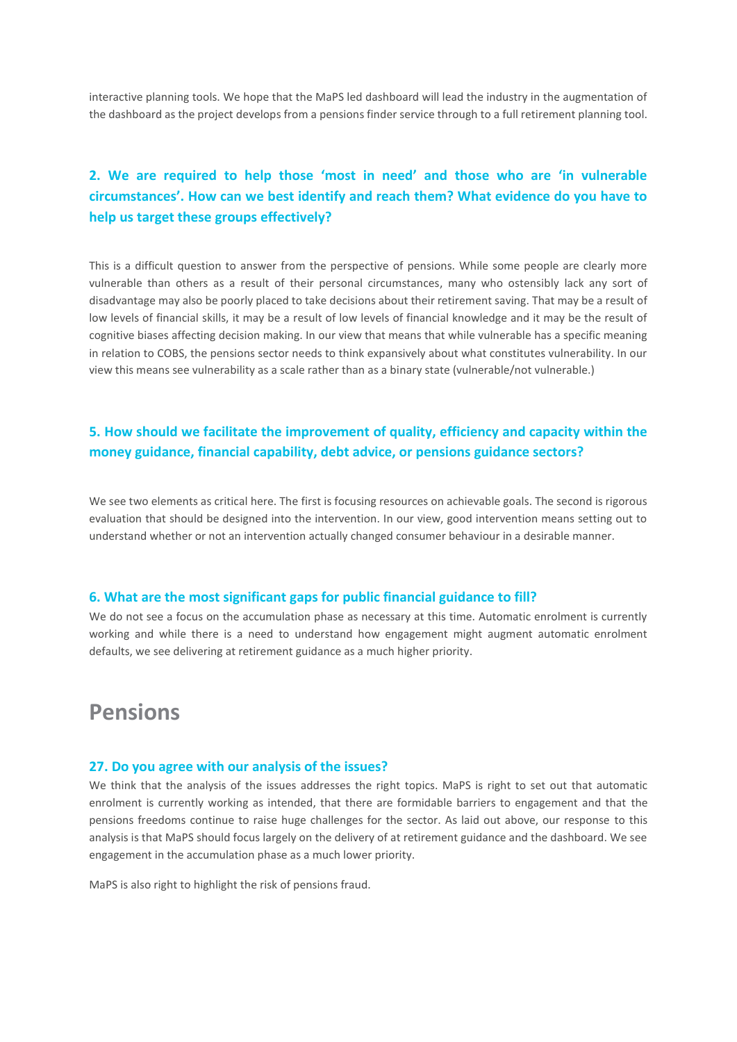interactive planning tools. We hope that the MaPS led dashboard will lead the industry in the augmentation of the dashboard as the project develops from a pensions finder service through to a full retirement planning tool.

### 2. We are required to help those 'most in need' and those who are 'in vulnerable circumstances'. How can we best identify and reach them? What evidence do you have to help us target these groups effectively?

This is a difficult question to answer from the perspective of pensions. While some people are clearly more vulnerable than others as a result of their personal circumstances, many who ostensibly lack any sort of disadvantage may also be poorly placed to take decisions about their retirement saving. That may be a result of low levels of financial skills, it may be a result of low levels of financial knowledge and it may be the result of cognitive biases affecting decision making. In our view that means that while vulnerable has a specific meaning in relation to COBS, the pensions sector needs to think expansively about what constitutes vulnerability. In our view this means see vulnerability as a scale rather than as a binary state (vulnerable/not vulnerable.)

### 5. How should we facilitate the improvement of quality, efficiency and capacity within the money guidance, financial capability, debt advice, or pensions guidance sectors?

We see two elements as critical here. The first is focusing resources on achievable goals. The second is rigorous evaluation that should be designed into the intervention. In our view, good intervention means setting out to understand whether or not an intervention actually changed consumer behaviour in a desirable manner.

### 6. What are the most significant gaps for public financial guidance to fill?

We do not see a focus on the accumulation phase as necessary at this time. Automatic enrolment is currently working and while there is a need to understand how engagement might augment automatic enrolment defaults, we see delivering at retirement guidance as a much higher priority.

## Pensions

### 27. Do you agree with our analysis of the issues?

We think that the analysis of the issues addresses the right topics. MaPS is right to set out that automatic enrolment is currently working as intended, that there are formidable barriers to engagement and that the pensions freedoms continue to raise huge challenges for the sector. As laid out above, our response to this analysis is that MaPS should focus largely on the delivery of at retirement guidance and the dashboard. We see engagement in the accumulation phase as a much lower priority.

MaPS is also right to highlight the risk of pensions fraud.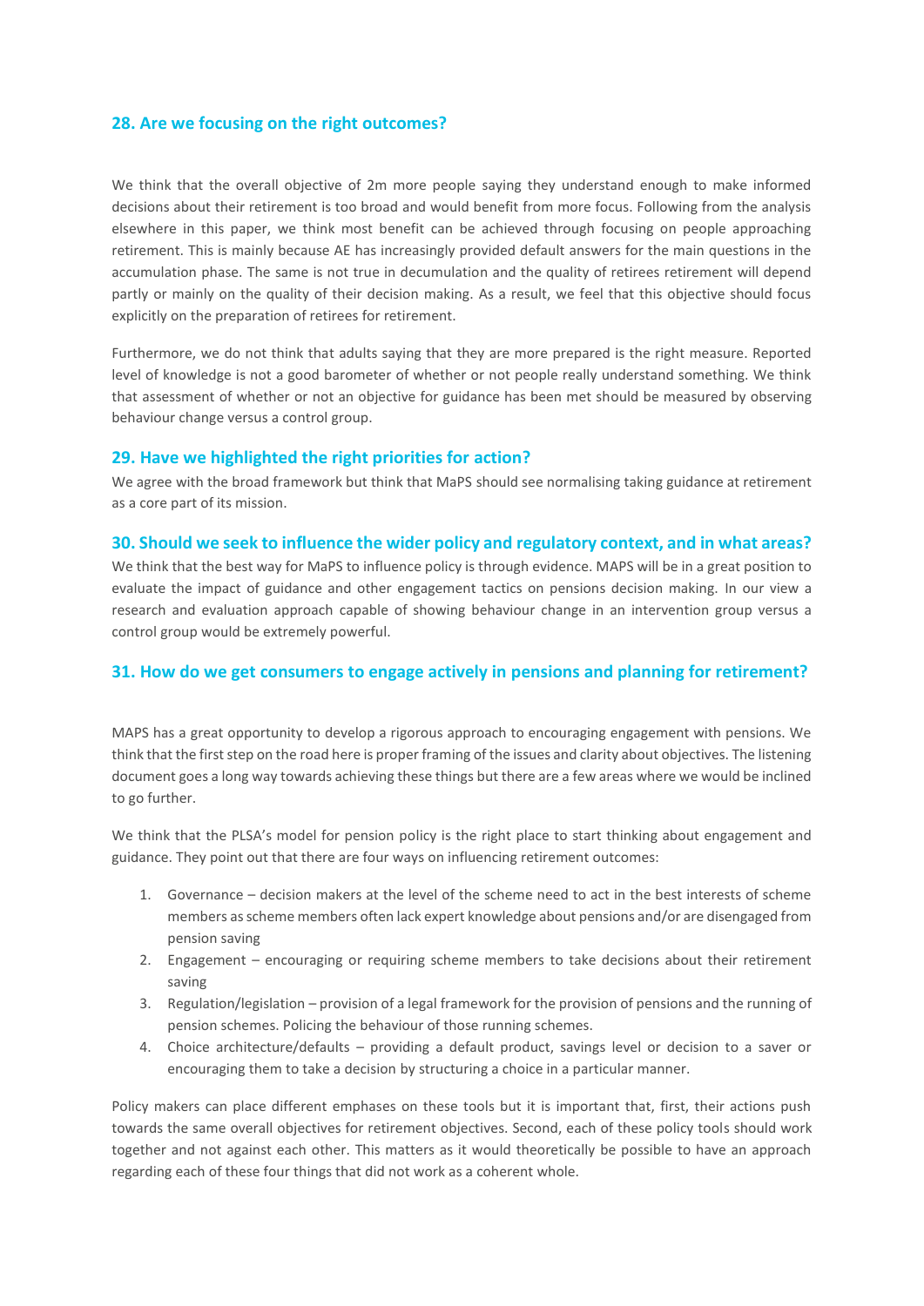### 28. Are we focusing on the right outcomes?

We think that the overall objective of 2m more people saying they understand enough to make informed decisions about their retirement is too broad and would benefit from more focus. Following from the analysis elsewhere in this paper, we think most benefit can be achieved through focusing on people approaching retirement. This is mainly because AE has increasingly provided default answers for the main questions in the accumulation phase. The same is not true in decumulation and the quality of retirees retirement will depend partly or mainly on the quality of their decision making. As a result, we feel that this objective should focus explicitly on the preparation of retirees for retirement.

Furthermore, we do not think that adults saying that they are more prepared is the right measure. Reported level of knowledge is not a good barometer of whether or not people really understand something. We think that assessment of whether or not an objective for guidance has been met should be measured by observing behaviour change versus a control group.

### 29. Have we highlighted the right priorities for action?

We agree with the broad framework but think that MaPS should see normalising taking guidance at retirement as a core part of its mission.

### 30. Should we seek to influence the wider policy and regulatory context, and in what areas?

We think that the best way for MaPS to influence policy is through evidence. MAPS will be in a great position to evaluate the impact of guidance and other engagement tactics on pensions decision making. In our view a research and evaluation approach capable of showing behaviour change in an intervention group versus a control group would be extremely powerful.

### 31. How do we get consumers to engage actively in pensions and planning for retirement?

MAPS has a great opportunity to develop a rigorous approach to encouraging engagement with pensions. We think that the first step on the road here is proper framing of the issues and clarity about objectives. The listening document goes a long way towards achieving these things but there are a few areas where we would be inclined to go further.

We think that the PLSA's model for pension policy is the right place to start thinking about engagement and guidance. They point out that there are four ways on influencing retirement outcomes:

1. Governance – decision makers at the level of the scheme need to act in the best interests of scheme members as scheme members often lack expert knowledge about pensions and/or are disengaged from pension saving
2. Engagement – encouraging or requiring scheme members to take decisions about their retirement saving
3. Regulation/legislation – provision of a legal framework for the provision of pensions and the running of pension schemes. Policing the behaviour of those running schemes.
4. Choice architecture/defaults – providing a default product, savings level or decision to a saver or encouraging them to take a decision by structuring a choice in a particular manner.

Policy makers can place different emphases on these tools but it is important that, first, their actions push towards the same overall objectives for retirement objectives. Second, each of these policy tools should work together and not against each other. This matters as it would theoretically be possible to have an approach regarding each of these four things that did not work as a coherent whole.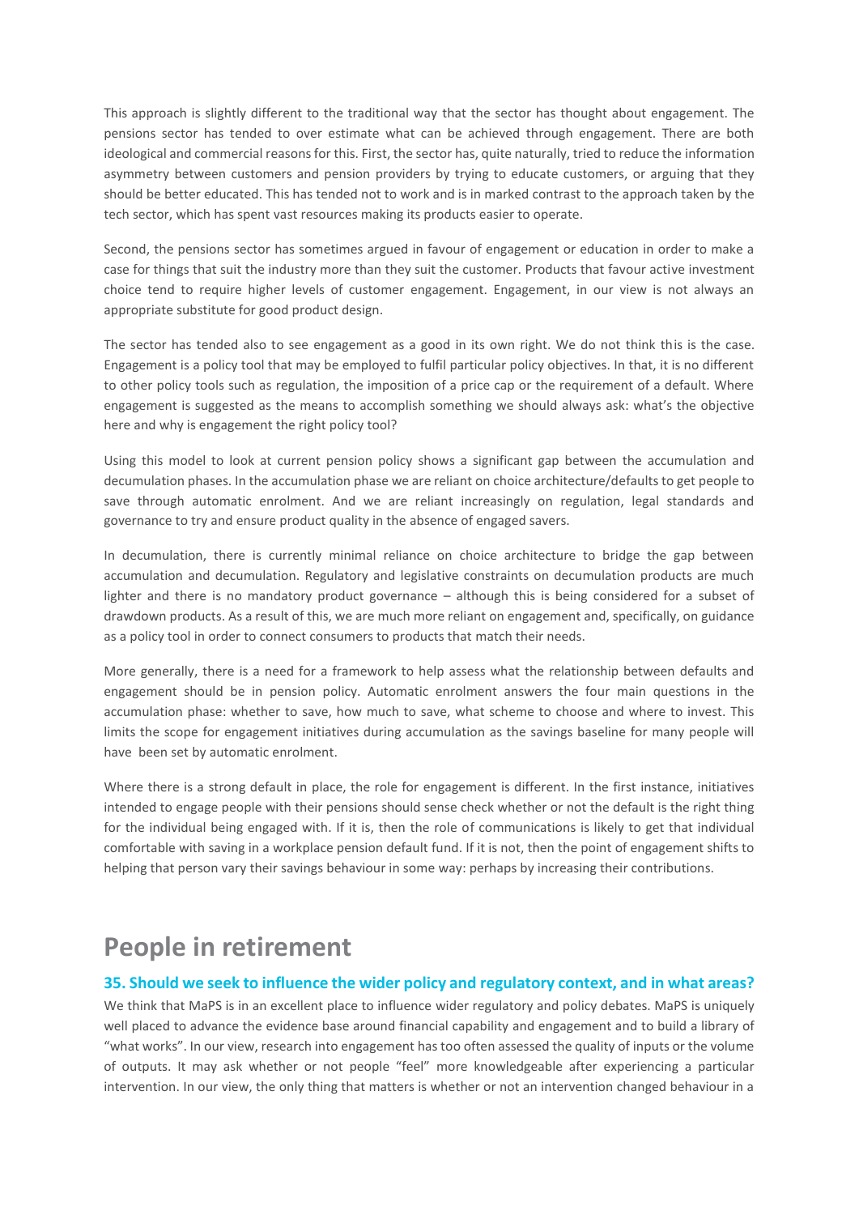This approach is slightly different to the traditional way that the sector has thought about engagement. The pensions sector has tended to over estimate what can be achieved through engagement. There are both ideological and commercial reasons for this. First, the sector has, quite naturally, tried to reduce the information asymmetry between customers and pension providers by trying to educate customers, or arguing that they should be better educated. This has tended not to work and is in marked contrast to the approach taken by the tech sector, which has spent vast resources making its products easier to operate.

Second, the pensions sector has sometimes argued in favour of engagement or education in order to make a case for things that suit the industry more than they suit the customer. Products that favour active investment choice tend to require higher levels of customer engagement. Engagement, in our view is not always an appropriate substitute for good product design.

The sector has tended also to see engagement as a good in its own right. We do not think this is the case. Engagement is a policy tool that may be employed to fulfil particular policy objectives. In that, it is no different to other policy tools such as regulation, the imposition of a price cap or the requirement of a default. Where engagement is suggested as the means to accomplish something we should always ask: what's the objective here and why is engagement the right policy tool?

Using this model to look at current pension policy shows a significant gap between the accumulation and decumulation phases. In the accumulation phase we are reliant on choice architecture/defaults to get people to save through automatic enrolment. And we are reliant increasingly on regulation, legal standards and governance to try and ensure product quality in the absence of engaged savers.

In decumulation, there is currently minimal reliance on choice architecture to bridge the gap between accumulation and decumulation. Regulatory and legislative constraints on decumulation products are much lighter and there is no mandatory product governance – although this is being considered for a subset of drawdown products. As a result of this, we are much more reliant on engagement and, specifically, on guidance as a policy tool in order to connect consumers to products that match their needs.

More generally, there is a need for a framework to help assess what the relationship between defaults and engagement should be in pension policy. Automatic enrolment answers the four main questions in the accumulation phase: whether to save, how much to save, what scheme to choose and where to invest. This limits the scope for engagement initiatives during accumulation as the savings baseline for many people will have been set by automatic enrolment.

Where there is a strong default in place, the role for engagement is different. In the first instance, initiatives intended to engage people with their pensions should sense check whether or not the default is the right thing for the individual being engaged with. If it is, then the role of communications is likely to get that individual comfortable with saving in a workplace pension default fund. If it is not, then the point of engagement shifts to helping that person vary their savings behaviour in some way: perhaps by increasing their contributions.

# People in retirement

### 35. Should we seek to influence the wider policy and regulatory context, and in what areas?

We think that MaPS is in an excellent place to influence wider regulatory and policy debates. MaPS is uniquely well placed to advance the evidence base around financial capability and engagement and to build a library of "what works". In our view, research into engagement has too often assessed the quality of inputs or the volume of outputs. It may ask whether or not people "feel" more knowledgeable after experiencing a particular intervention. In our view, the only thing that matters is whether or not an intervention changed behaviour in a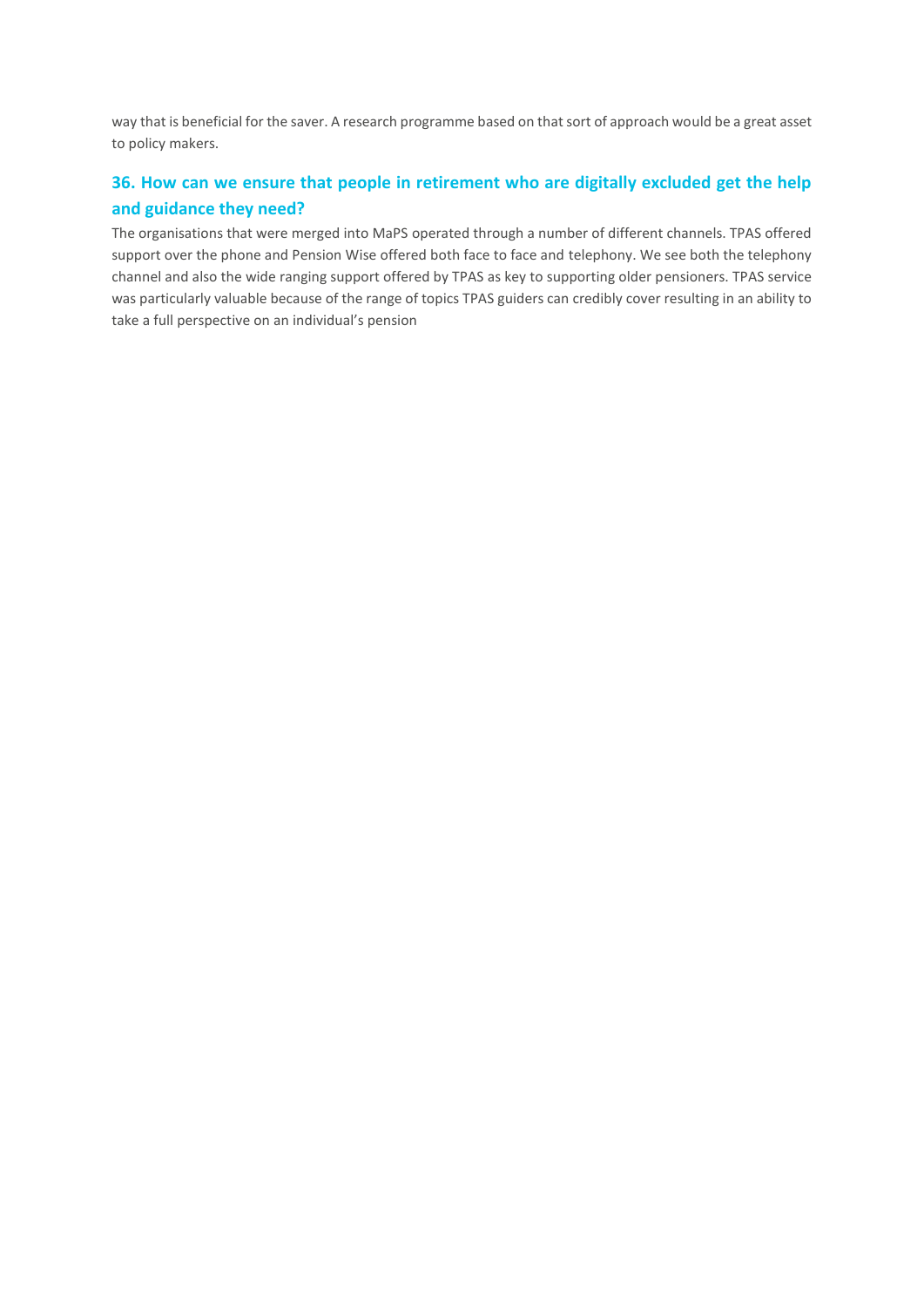way that is beneficial for the saver. A research programme based on that sort of approach would be a great asset to policy makers.

## 36. How can we ensure that people in retirement who are digitally excluded get the help and guidance they need?

The organisations that were merged into MaPS operated through a number of different channels. TPAS offered support over the phone and Pension Wise offered both face to face and telephony. We see both the telephony channel and also the wide ranging support offered by TPAS as key to supporting older pensioners. TPAS service was particularly valuable because of the range of topics TPAS guiders can credibly cover resulting in an ability to take a full perspective on an individual's pension